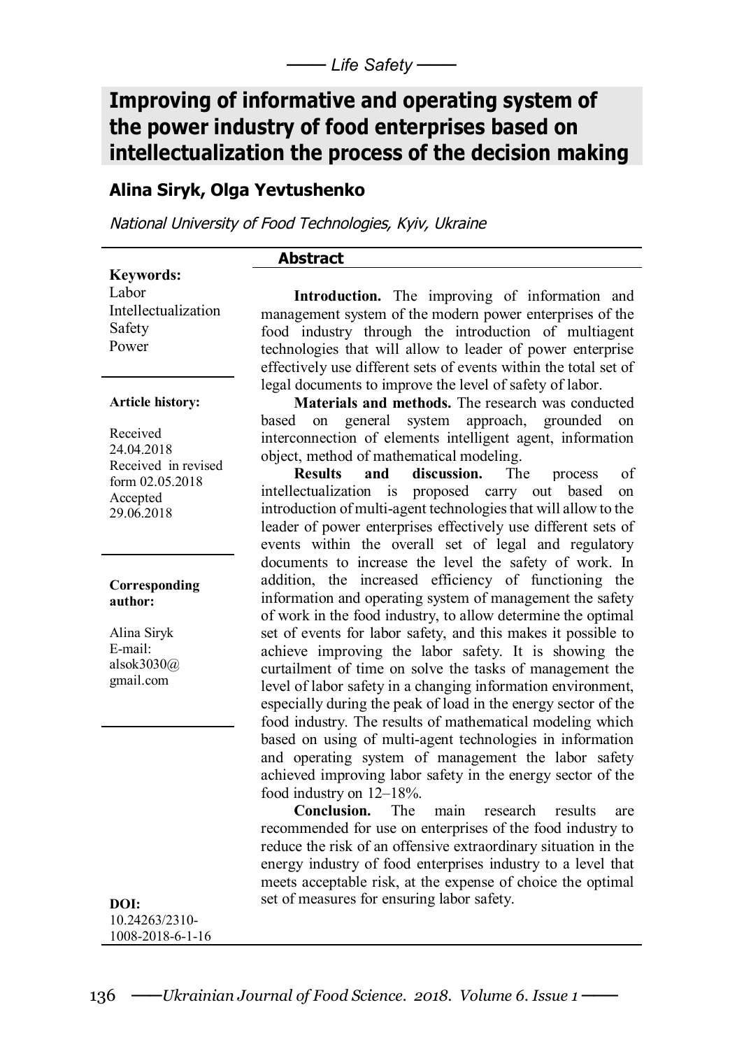# Improving of informative and operating system of the power industry of food enterprises based on intellectualization the process of the decision making

**Alina Siryk, Olga Yevtushenko**

*National University of Food Technologies, Kyiv, Ukraine*

**Keywords:**
Labor
Intellectualization
Safety
Power

**Article history:**

Received 24.04.2018
Received in revised form 02.05.2018
Accepted 29.06.2018

**Corresponding author:**

Alina Siryk
E-mail: alsok3030@gmail.com

**DOI:**
10.24263/2310-1008-2018-6-1-16

## Abstract

**Introduction.** The improving of information and management system of the modern power enterprises of the food industry through the introduction of multiagent technologies that will allow to leader of power enterprise effectively use different sets of events within the total set of legal documents to improve the level of safety of labor.

**Materials and methods.** The research was conducted based on general system approach, grounded on interconnection of elements intelligent agent, information object, method of mathematical modeling.

**Results and discussion.** The process of intellectualization is proposed carry out based on introduction of multi-agent technologies that will allow to the leader of power enterprises effectively use different sets of events within the overall set of legal and regulatory documents to increase the level the safety of work. In addition, the increased efficiency of functioning the information and operating system of management the safety of work in the food industry, to allow determine the optimal set of events for labor safety, and this makes it possible to achieve improving the labor safety. It is showing the curtailment of time on solve the tasks of management the level of labor safety in a changing information environment, especially during the peak of load in the energy sector of the food industry. The results of mathematical modeling which based on using of multi-agent technologies in information and operating system of management the labor safety achieved improving labor safety in the energy sector of the food industry on 12–18%.

**Conclusion.** The main research results are recommended for use on enterprises of the food industry to reduce the risk of an offensive extraordinary situation in the energy industry of food enterprises industry to a level that meets acceptable risk, at the expense of choice the optimal set of measures for ensuring labor safety.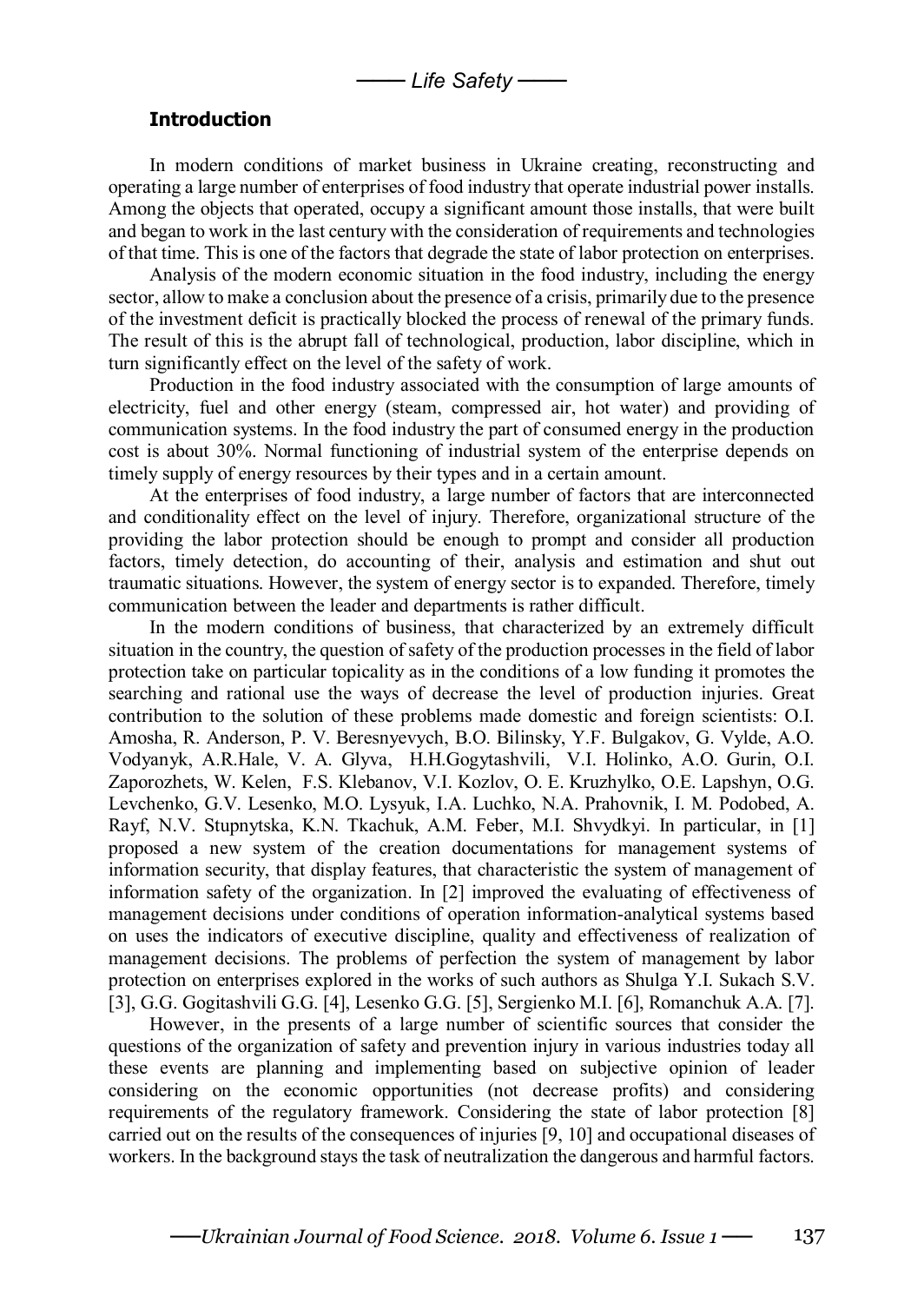## Introduction

In modern conditions of market business in Ukraine creating, reconstructing and operating a large number of enterprises of food industry that operate industrial power installs. Among the objects that operated, occupy a significant amount those installs, that were built and began to work in the last century with the consideration of requirements and technologies of that time. This is one of the factors that degrade the state of labor protection on enterprises.

Analysis of the modern economic situation in the food industry, including the energy sector, allow to make a conclusion about the presence of a crisis, primarily due to the presence of the investment deficit is practically blocked the process of renewal of the primary funds. The result of this is the abrupt fall of technological, production, labor discipline, which in turn significantly effect on the level of the safety of work.

Production in the food industry associated with the consumption of large amounts of electricity, fuel and other energy (steam, compressed air, hot water) and providing of communication systems. In the food industry the part of consumed energy in the production cost is about 30%. Normal functioning of industrial system of the enterprise depends on timely supply of energy resources by their types and in a certain amount.

At the enterprises of food industry, a large number of factors that are interconnected and conditionality effect on the level of injury. Therefore, organizational structure of the providing the labor protection should be enough to prompt and consider all production factors, timely detection, do accounting of their, analysis and estimation and shut out traumatic situations. However, the system of energy sector is to expanded. Therefore, timely communication between the leader and departments is rather difficult.

In the modern conditions of business, that characterized by an extremely difficult situation in the country, the question of safety of the production processes in the field of labor protection take on particular topicality as in the conditions of a low funding it promotes the searching and rational use the ways of decrease the level of production injuries. Great contribution to the solution of these problems made domestic and foreign scientists: O.I. Amosha, R. Anderson, P. V. Beresnyevych, B.O. Bilinsky, Y.F. Bulgakov, G. Vylde, A.O. Vodyanyk, A.R.Hale, V. A. Glyva, H.H.Gogytashvili, V.I. Holinko, A.O. Gurin, O.I. Zaporozhets, W. Kelen, F.S. Klebanov, V.I. Kozlov, O. E. Kruzhylko, O.E. Lapshyn, O.G. Levchenko, G.V. Lesenko, M.O. Lysyuk, I.A. Luchko, N.A. Prahovnik, I. M. Podobed, A. Rayf, N.V. Stupnytska, K.N. Tkachuk, A.M. Feber, M.I. Shvydkyi. In particular, in [1] proposed a new system of the creation documentations for management systems of information security, that display features, that characteristic the system of management of information safety of the organization. In [2] improved the evaluating of effectiveness of management decisions under conditions of operation information-analytical systems based on uses the indicators of executive discipline, quality and effectiveness of realization of management decisions. The problems of perfection the system of management by labor protection on enterprises explored in the works of such authors as Shulga Y.I. Sukach S.V. [3], G.G. Gogitashvili G.G. [4], Lesenko G.G. [5], Sergienko M.I. [6], Romanchuk A.A. [7].

However, in the presents of a large number of scientific sources that consider the questions of the organization of safety and prevention injury in various industries today all these events are planning and implementing based on subjective opinion of leader considering on the economic opportunities (not decrease profits) and considering requirements of the regulatory framework. Considering the state of labor protection [8] carried out on the results of the consequences of injuries [9, 10] and occupational diseases of workers. In the background stays the task of neutralization the dangerous and harmful factors.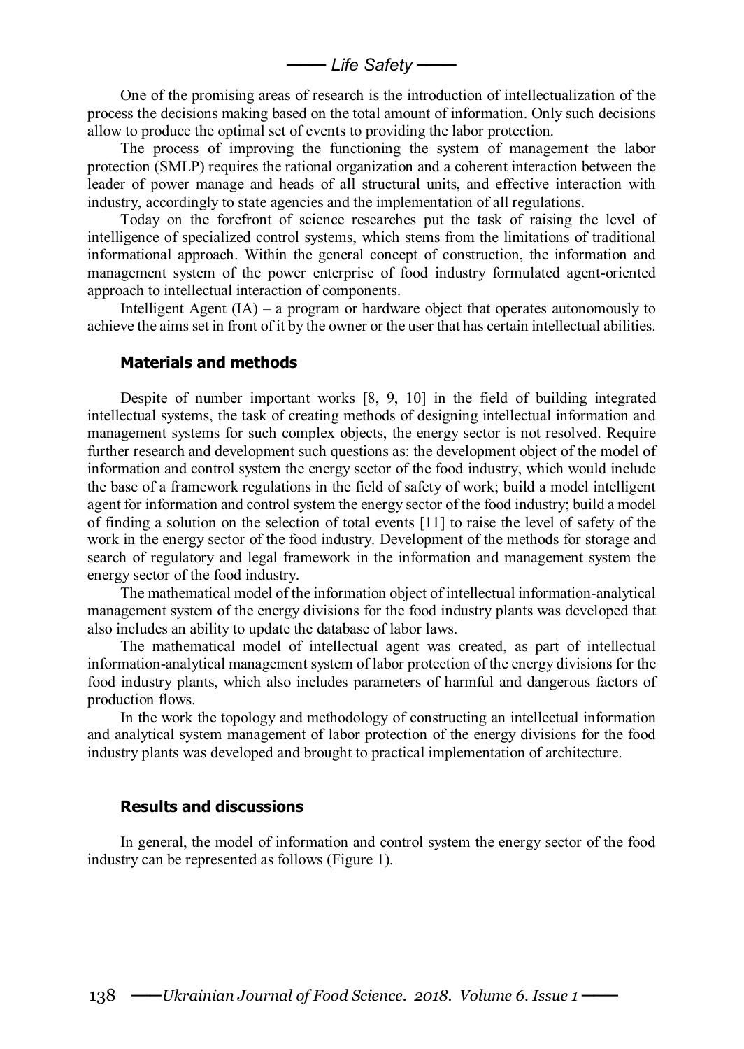One of the promising areas of research is the introduction of intellectualization of the process the decisions making based on the total amount of information. Only such decisions allow to produce the optimal set of events to providing the labor protection.

The process of improving the functioning the system of management the labor protection (SMLP) requires the rational organization and a coherent interaction between the leader of power manage and heads of all structural units, and effective interaction with industry, accordingly to state agencies and the implementation of all regulations.

Today on the forefront of science researches put the task of raising the level of intelligence of specialized control systems, which stems from the limitations of traditional informational approach. Within the general concept of construction, the information and management system of the power enterprise of food industry formulated agent-oriented approach to intellectual interaction of components.

Intelligent Agent (IA) – a program or hardware object that operates autonomously to achieve the aims set in front of it by the owner or the user that has certain intellectual abilities.

## Materials and methods

Despite of number important works [8, 9, 10] in the field of building integrated intellectual systems, the task of creating methods of designing intellectual information and management systems for such complex objects, the energy sector is not resolved. Require further research and development such questions as: the development object of the model of information and control system the energy sector of the food industry, which would include the base of a framework regulations in the field of safety of work; build a model intelligent agent for information and control system the energy sector of the food industry; build a model of finding a solution on the selection of total events [11] to raise the level of safety of the work in the energy sector of the food industry. Development of the methods for storage and search of regulatory and legal framework in the information and management system the energy sector of the food industry.

The mathematical model of the information object of intellectual information-analytical management system of the energy divisions for the food industry plants was developed that also includes an ability to update the database of labor laws.

The mathematical model of intellectual agent was created, as part of intellectual information-analytical management system of labor protection of the energy divisions for the food industry plants, which also includes parameters of harmful and dangerous factors of production flows.

In the work the topology and methodology of constructing an intellectual information and analytical system management of labor protection of the energy divisions for the food industry plants was developed and brought to practical implementation of architecture.

## Results and discussions

In general, the model of information and control system the energy sector of the food industry can be represented as follows (Figure 1).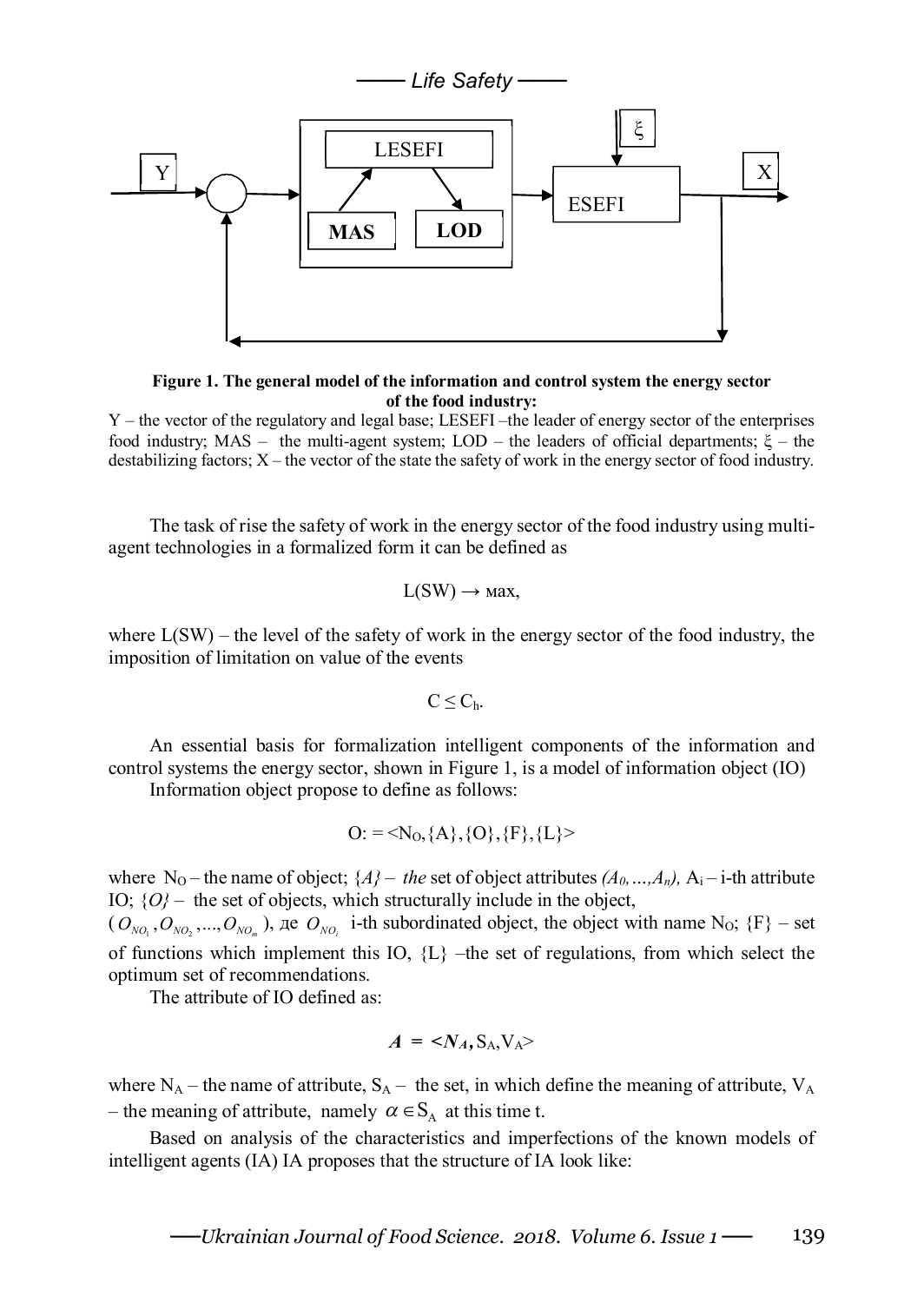**Figure 1. The general model of the information and control system the energy sector of the food industry:**

Y – the vector of the regulatory and legal base; LESEFI –the leader of energy sector of the enterprises food industry; MAS – the multi-agent system; LOD – the leaders of official departments; ξ – the destabilizing factors; X – the vector of the state the safety of work in the energy sector of food industry.

The task of rise the safety of work in the energy sector of the food industry using multi-agent technologies in a formalized form it can be defined as

$$L(SW) \rightarrow \text{мах},$$

where L(SW) – the level of the safety of work in the energy sector of the food industry, the imposition of limitation on value of the events

$$C \leq C_h.$$

An essential basis for formalization intelligent components of the information and control systems the energy sector, shown in Figure 1, is a model of information object (IO)

Information object propose to define as follows:

$$O: = \langle N_O, \{A\}, \{O\}, \{F\}, \{L\} \rangle$$

where $N_O$ – the name of object; *{A} – the* set of object attributes $(A_0, ..., A_n)$, $A_i$ – i-th attribute IO; *{O}* – the set of objects, which structurally include in the object, $(O_{NO_1}, O_{NO_2}, ..., O_{NO_m})$, де $O_{NO_i}$ i-th subordinated object, the object with name $N_O$; {F} – set of functions which implement this IO, {L} –the set of regulations, from which select the optimum set of recommendations.

The attribute of IO defined as:

$$A = \langle N_A, S_A, V_A \rangle$$

where $N_A$ – the name of attribute, $S_A$ – the set, in which define the meaning of attribute, $V_A$ – the meaning of attribute, namely $\alpha \in S_A$ at this time t.

Based on analysis of the characteristics and imperfections of the known models of intelligent agents (IA) IA proposes that the structure of IA look like: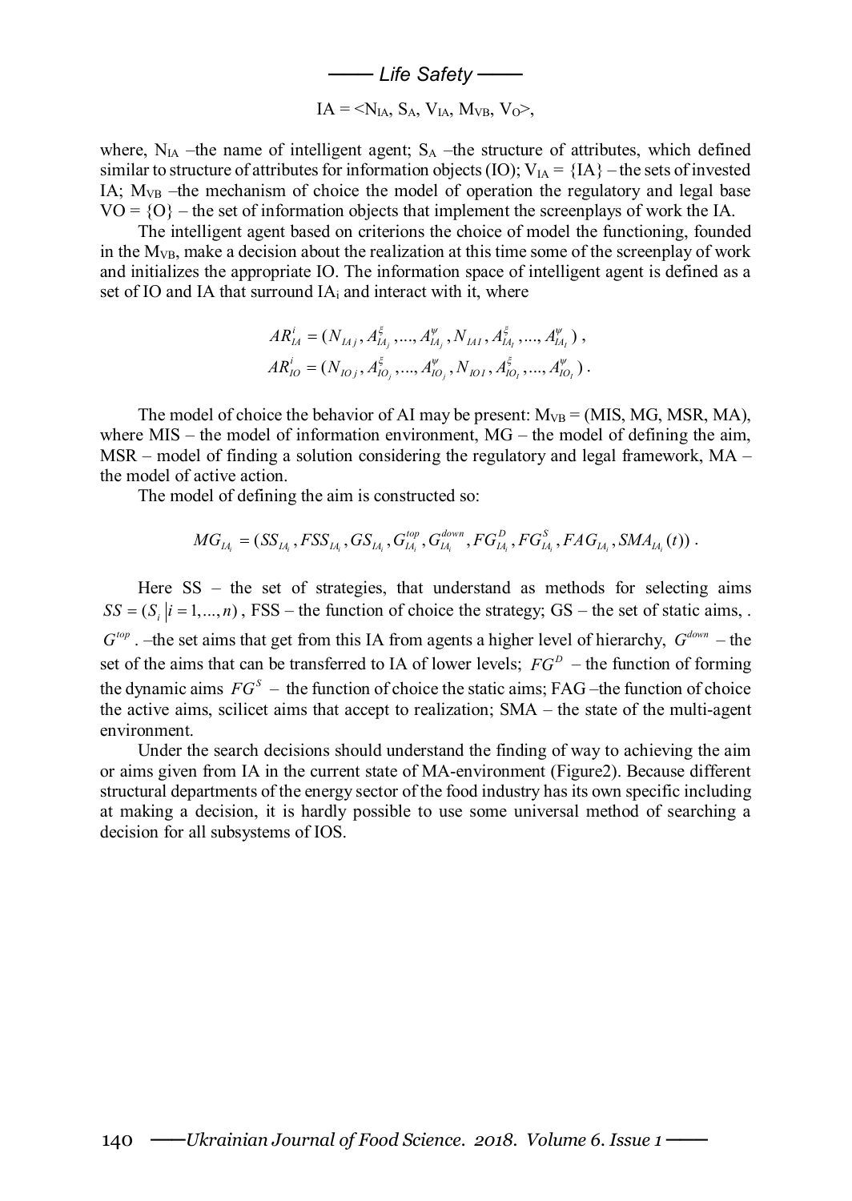$$IA = \langle N_{IA}, S_A, V_{IA}, M_{VB}, V_O \rangle,$$

where, $N_{IA}$ –the name of intelligent agent; $S_A$ –the structure of attributes, which defined similar to structure of attributes for information objects (IO); $V_{IA} = \{IA\}$ – the sets of invested IA; $M_{VB}$ –the mechanism of choice the model of operation the regulatory and legal base $VO = \{O\}$ – the set of information objects that implement the screenplays of work the IA.

The intelligent agent based on criterions the choice of model the functioning, founded in the $M_{VB}$, make a decision about the realization at this time some of the screenplay of work and initializes the appropriate IO. The information space of intelligent agent is defined as a set of IO and IA that surround $IA_i$ and interact with it, where

$$AR_{IA}^{i} = (N_{IAj}, A_{IA_j}^{\xi}, ..., A_{IA_j}^{\psi}, N_{IA1}, A_{IA_l}^{\xi}, ..., A_{IA_l}^{\psi}),$$
$$AR_{IO}^{i} = (N_{IOj}, A_{IO_j}^{\xi}, ..., A_{IO_j}^{\psi}, N_{IO1}, A_{IO_l}^{\xi}, ..., A_{IO_l}^{\psi}).$$

The model of choice the behavior of AI may be present: $M_{VB}$ = (MIS, MG, MSR, MA), where MIS – the model of information environment, MG – the model of defining the aim, MSR – model of finding a solution considering the regulatory and legal framework, MA – the model of active action.

The model of defining the aim is constructed so:

$$MG_{IA_i} = (SS_{IA_i}, FSS_{IA_i}, GS_{IA_i}, G_{IA_i}^{top}, G_{IA_i}^{down}, FG_{IA_i}^{D}, FG_{IA_i}^{S}, FAG_{IA_i}, SMA_{IA_i}(t)).$$

Here SS – the set of strategies, that understand as methods for selecting aims $SS = (S_i \mid i = 1, ..., n)$, FSS – the function of choice the strategy; GS – the set of static aims, . $G^{top}$ . –the set aims that get from this IA from agents a higher level of hierarchy, $G^{down}$ – the set of the aims that can be transferred to IA of lower levels; $FG^{D}$ – the function of forming the dynamic aims $FG^{S}$ – the function of choice the static aims; FAG –the function of choice the active aims, scilicet aims that accept to realization; SMA – the state of the multi-agent environment.

Under the search decisions should understand the finding of way to achieving the aim or aims given from IA in the current state of MA-environment (Figure2). Because different structural departments of the energy sector of the food industry has its own specific including at making a decision, it is hardly possible to use some universal method of searching a decision for all subsystems of IOS.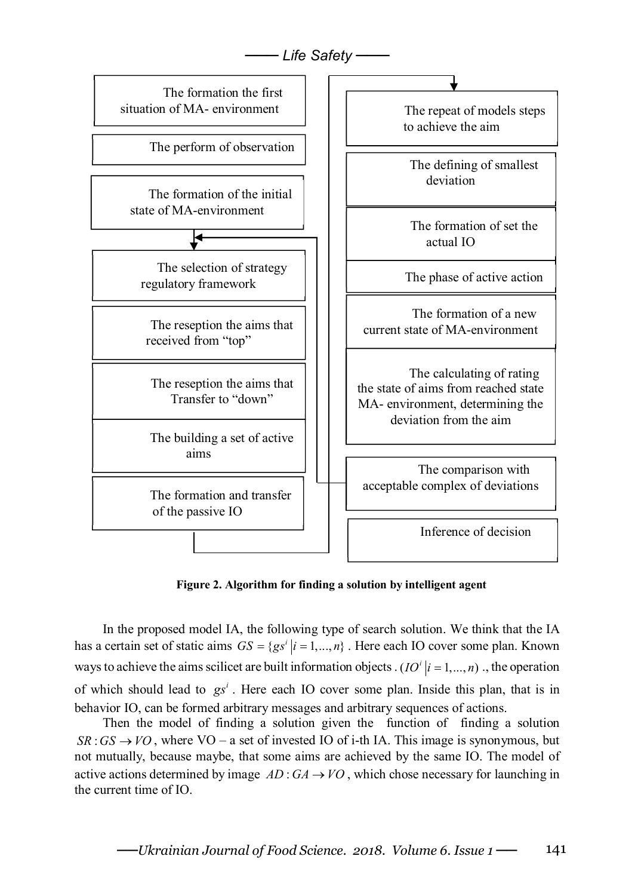The formation the first situation of MA- environment

The perform of observation

The formation of the initial state of MA-environment

The selection of strategy regulatory framework

The reseption the aims that received from "top"

The reseption the aims that Transfer to "down"

The building a set of active aims

The formation and transfer of the passive IO

The repeat of models steps to achieve the aim

The defining of smallest deviation

The formation of set the actual IO

The phase of active action

The formation of a new current state of MA-environment

The calculating of rating the state of aims from reached state MA- environment, determining the deviation from the aim

The comparison with acceptable complex of deviations

Inference of decision

**Figure 2. Algorithm for finding a solution by intelligent agent**

In the proposed model IA, the following type of search solution. We think that the IA has a certain set of static aims $GS = \{gs^i \mid i = 1,...,n\}$. Here each IO cover some plan. Known ways to achieve the aims scilicet are built information objects. $(IO^i \mid i = 1,...,n)$ ., the operation of which should lead to $gs^i$. Here each IO cover some plan. Inside this plan, that is in behavior IO, can be formed arbitrary messages and arbitrary sequences of actions.

Then the model of finding a solution given the function of finding a solution $SR: GS \rightarrow VO$, where VO – a set of invested IO of i-th IA. This image is synonymous, but not mutually, because maybe, that some aims are achieved by the same IO. The model of active actions determined by image $AD: GA \rightarrow VO$, which chose necessary for launching in the current time of IO.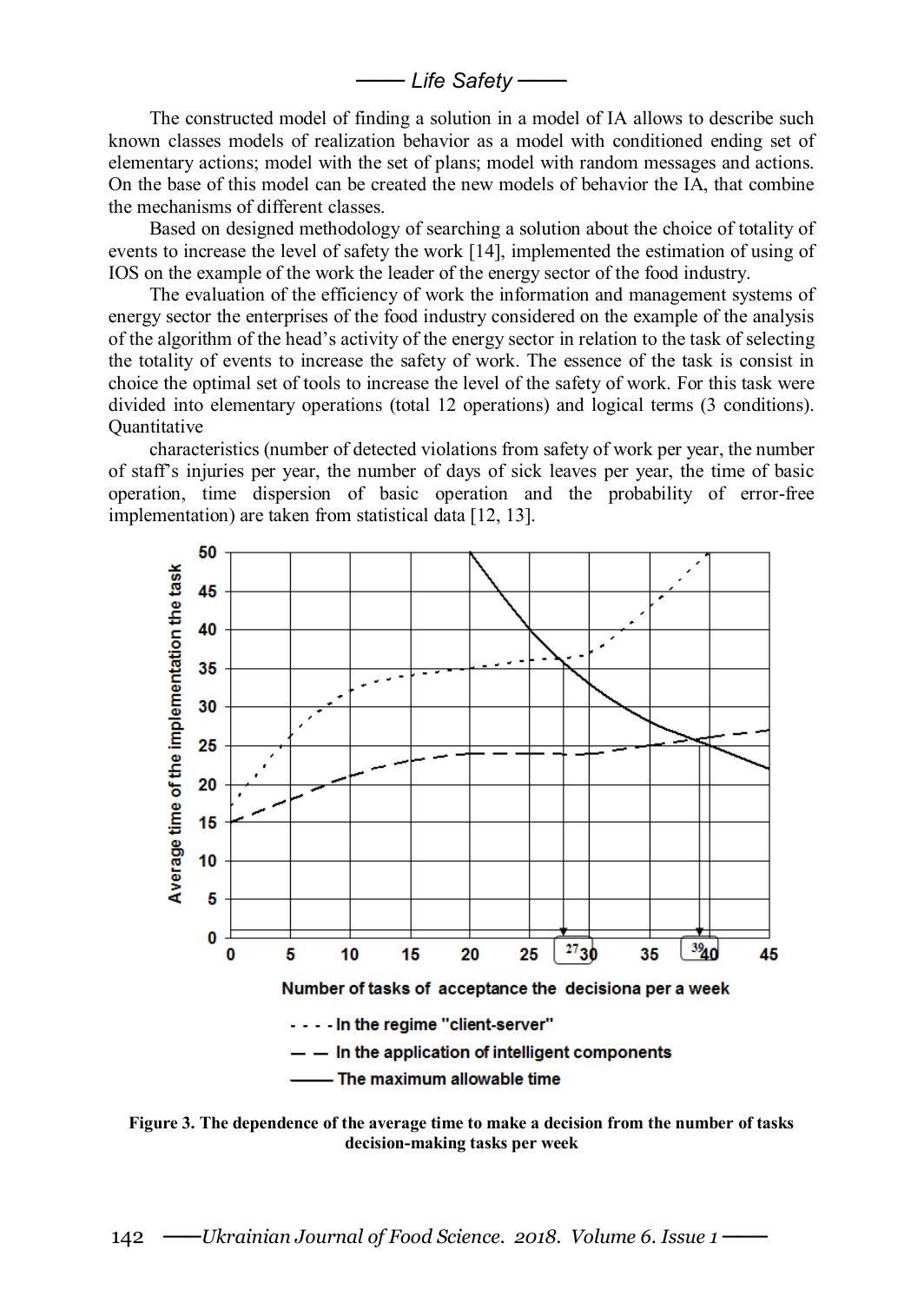The constructed model of finding a solution in a model of IA allows to describe such known classes models of realization behavior as a model with conditioned ending set of elementary actions; model with the set of plans; model with random messages and actions. On the base of this model can be created the new models of behavior the IA, that combine the mechanisms of different classes.

Based on designed methodology of searching a solution about the choice of totality of events to increase the level of safety the work [14], implemented the estimation of using of IOS on the example of the work the leader of the energy sector of the food industry.

The evaluation of the efficiency of work the information and management systems of energy sector the enterprises of the food industry considered on the example of the analysis of the algorithm of the head's activity of the energy sector in relation to the task of selecting the totality of events to increase the safety of work. The essence of the task is consist in choice the optimal set of tools to increase the level of the safety of work. For this task were divided into elementary operations (total 12 operations) and logical terms (3 conditions). Quantitative

characteristics (number of detected violations from safety of work per year, the number of staff's injuries per year, the number of days of sick leaves per year, the time of basic operation, time dispersion of basic operation and the probability of error-free implementation) are taken from statistical data [12, 13].

**Figure 3. The dependence of the average time to make a decision from the number of tasks decision-making tasks per week**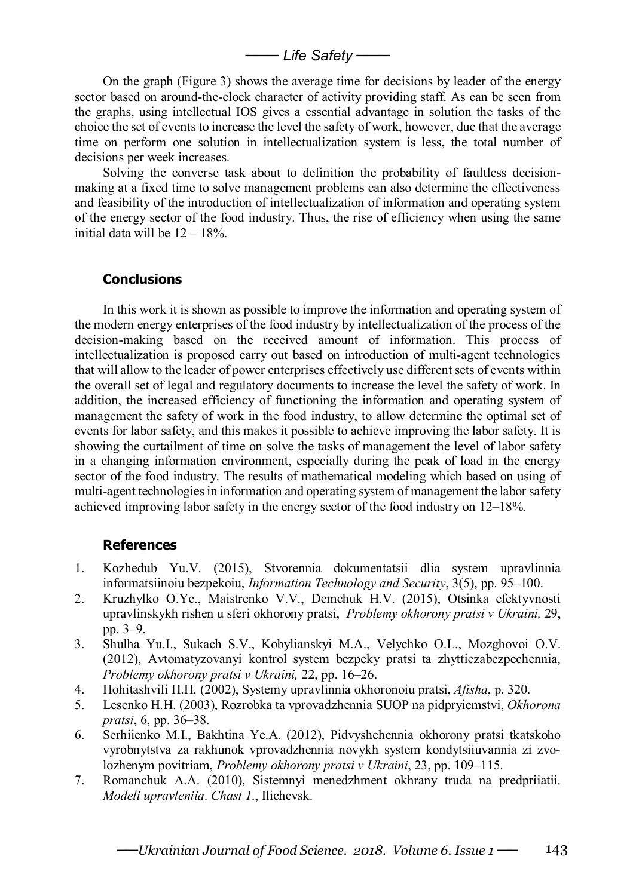On the graph (Figure 3) shows the average time for decisions by leader of the energy sector based on around-the-clock character of activity providing staff. As can be seen from the graphs, using intellectual IOS gives a essential advantage in solution the tasks of the choice the set of events to increase the level the safety of work, however, due that the average time on perform one solution in intellectualization system is less, the total number of decisions per week increases.

Solving the converse task about to definition the probability of faultless decision-making at a fixed time to solve management problems can also determine the effectiveness and feasibility of the introduction of intellectualization of information and operating system of the energy sector of the food industry. Thus, the rise of efficiency when using the same initial data will be 12 – 18%.

## Conclusions

In this work it is shown as possible to improve the information and operating system of the modern energy enterprises of the food industry by intellectualization of the process of the decision-making based on the received amount of information. This process of intellectualization is proposed carry out based on introduction of multi-agent technologies that will allow to the leader of power enterprises effectively use different sets of events within the overall set of legal and regulatory documents to increase the level the safety of work. In addition, the increased efficiency of functioning the information and operating system of management the safety of work in the food industry, to allow determine the optimal set of events for labor safety, and this makes it possible to achieve improving the labor safety. It is showing the curtailment of time on solve the tasks of management the level of labor safety in a changing information environment, especially during the peak of load in the energy sector of the food industry. The results of mathematical modeling which based on using of multi-agent technologies in information and operating system of management the labor safety achieved improving labor safety in the energy sector of the food industry on 12–18%.

## References

1. Kozhedub Yu.V. (2015), Stvorennia dokumentatsii dlia system upravlinnia informatsiinoiu bezpekoiu, *Information Technology and Security*, 3(5), pp. 95–100.
2. Kruzhylko O.Ye., Maistrenko V.V., Demchuk H.V. (2015), Otsinka efektyvnosti upravlinskykh rishen u sferi okhorony pratsi, *Problemy okhorony pratsi v Ukraini,* 29, pp. 3–9.
3. Shulha Yu.I., Sukach S.V., Kobylianskyi M.A., Velychko O.L., Mozghovoi O.V. (2012), Avtomatyzovanyi kontrol system bezpeky pratsi ta zhyttiezabezpechennia, *Problemy okhorony pratsi v Ukraini,* 22, pp. 16–26.
4. Hohitashvili H.H. (2002), Systemy upravlinnia okhoronoiu pratsi, *Afisha*, p. 320.
5. Lesenko H.H. (2003), Rozrobka ta vprovadzhennia SUOP na pidpryiemstvi, *Okhorona pratsi*, 6, pp. 36–38.
6. Serhiienko M.I., Bakhtina Ye.A. (2012), Pidvyshchennia okhorony pratsi tkatskoho vyrobnytstva za rakhunok vprovadzhennia novykh system kondytsiiuvannia zi zvo-lozhenym povitriam, *Problemy okhorony pratsi v Ukraini*, 23, pp. 109–115.
7. Romanchuk A.A. (2010), Sistemnyi menedzhment okhrany truda na predpriiatii. *Modeli upravleniia*. *Chast 1*., Ilichevsk.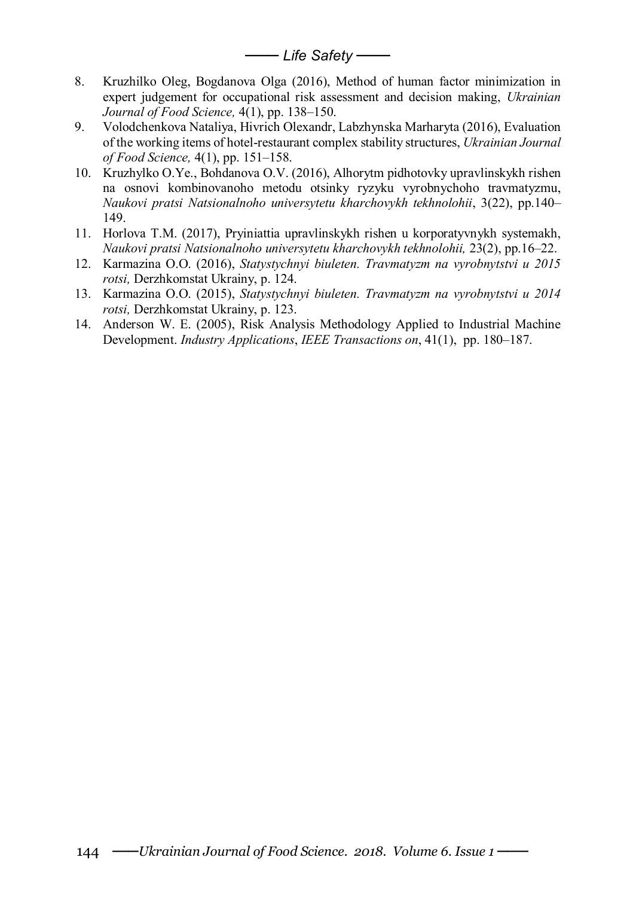8. Kruzhilko Oleg, Bogdanova Olga (2016), Method of human factor minimization in expert judgement for occupational risk assessment and decision making, *Ukrainian Journal of Food Science,* 4(1), pp. 138–150.
9. Volodchenkova Nataliya, Hivrich Olexandr, Labzhynska Marharyta (2016), Evaluation of the working items of hotel-restaurant complex stability structures, *Ukrainian Journal of Food Science,* 4(1), pp. 151–158.
10. Kruzhylko O.Ye., Bohdanova O.V. (2016), Alhorytm pidhotovky upravlinskykh rishen na osnovi kombinovanoho metodu otsinky ryzyku vyrobnychoho travmatyzmu, *Naukovi pratsi Natsionalnoho universytetu kharchovykh tekhnolohii*, 3(22), pp.140–149.
11. Horlova T.M. (2017), Pryiniattia upravlinskykh rishen u korporatyvnykh systemakh, *Naukovi pratsi Natsionalnoho universytetu kharchovykh tekhnolohii,* 23(2), pp.16–22.
12. Karmazina O.O. (2016), *Statystychnyi biuleten. Travmatyzm na vyrobnytstvi u 2015 rotsi,* Derzhkomstat Ukrainy, p. 124.
13. Karmazina O.O. (2015), *Statystychnyi biuleten. Travmatyzm na vyrobnytstvi u 2014 rotsi,* Derzhkomstat Ukrainy, p. 123.
14. Anderson W. E. (2005), Risk Analysis Methodology Applied to Industrial Machine Development. *Industry Applications*, *IEEE Transactions on*, 41(1), pp. 180–187.